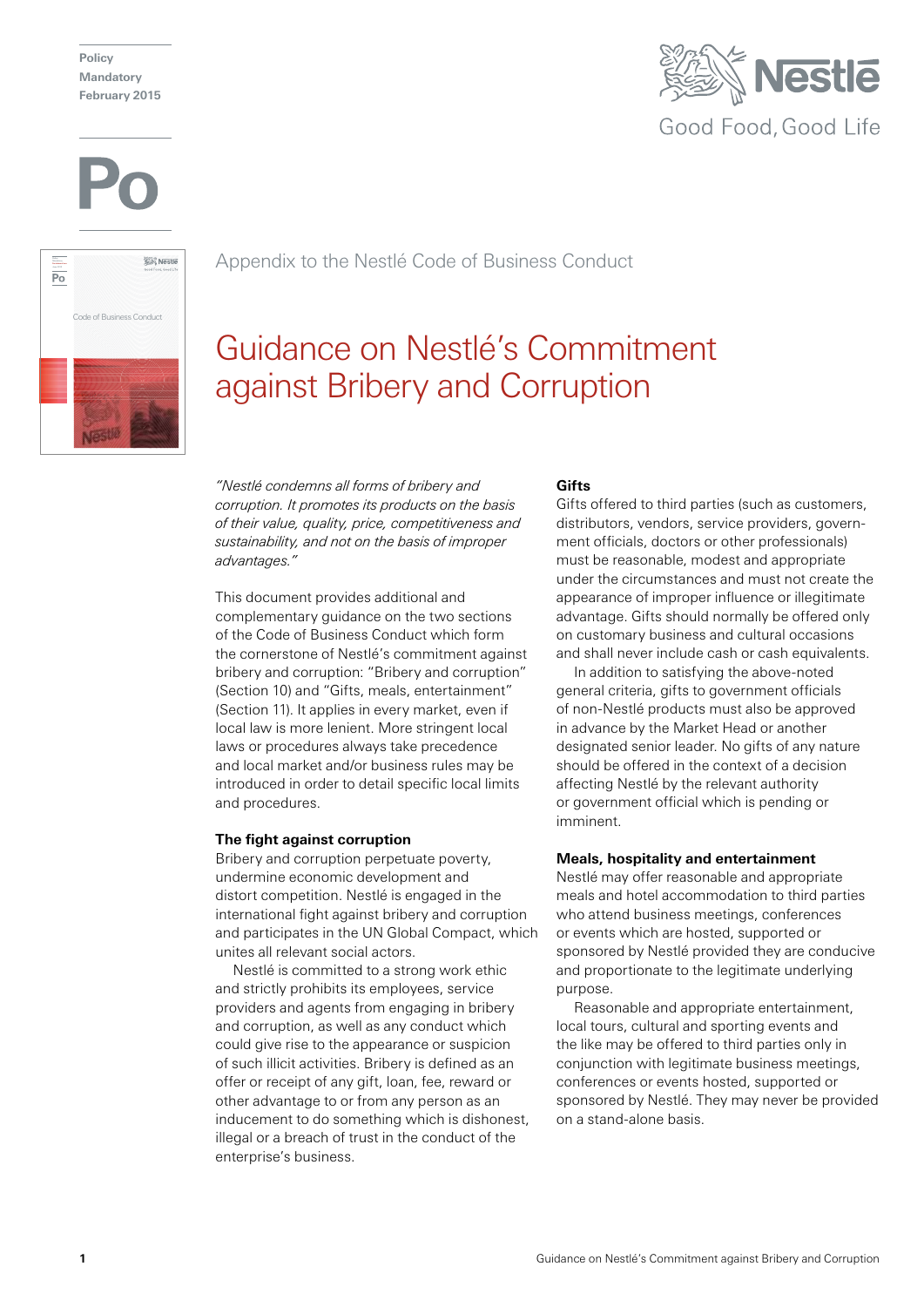Policy
Mandatory
February 2015

Po

Appendix to the Nestlé Code of Business Conduct

# Guidance on Nestlé's Commitment against Bribery and Corruption

*"Nestlé condemns all forms of bribery and corruption. It promotes its products on the basis of their value, quality, price, competitiveness and sustainability, and not on the basis of improper advantages."*

This document provides additional and complementary guidance on the two sections of the Code of Business Conduct which form the cornerstone of Nestlé's commitment against bribery and corruption: "Bribery and corruption" (Section 10) and "Gifts, meals, entertainment" (Section 11). It applies in every market, even if local law is more lenient. More stringent local laws or procedures always take precedence and local market and/or business rules may be introduced in order to detail specific local limits and procedures.

**The fight against corruption**

Bribery and corruption perpetuate poverty, undermine economic development and distort competition. Nestlé is engaged in the international fight against bribery and corruption and participates in the UN Global Compact, which unites all relevant social actors.

Nestlé is committed to a strong work ethic and strictly prohibits its employees, service providers and agents from engaging in bribery and corruption, as well as any conduct which could give rise to the appearance or suspicion of such illicit activities. Bribery is defined as an offer or receipt of any gift, loan, fee, reward or other advantage to or from any person as an inducement to do something which is dishonest, illegal or a breach of trust in the conduct of the enterprise's business.

**Gifts**

Gifts offered to third parties (such as customers, distributors, vendors, service providers, government officials, doctors or other professionals) must be reasonable, modest and appropriate under the circumstances and must not create the appearance of improper influence or illegitimate advantage. Gifts should normally be offered only on customary business and cultural occasions and shall never include cash or cash equivalents.

In addition to satisfying the above-noted general criteria, gifts to government officials of non-Nestlé products must also be approved in advance by the Market Head or another designated senior leader. No gifts of any nature should be offered in the context of a decision affecting Nestlé by the relevant authority or government official which is pending or imminent.

**Meals, hospitality and entertainment**

Nestlé may offer reasonable and appropriate meals and hotel accommodation to third parties who attend business meetings, conferences or events which are hosted, supported or sponsored by Nestlé provided they are conducive and proportionate to the legitimate underlying purpose.

Reasonable and appropriate entertainment, local tours, cultural and sporting events and the like may be offered to third parties only in conjunction with legitimate business meetings, conferences or events hosted, supported or sponsored by Nestlé. They may never be provided on a stand-alone basis.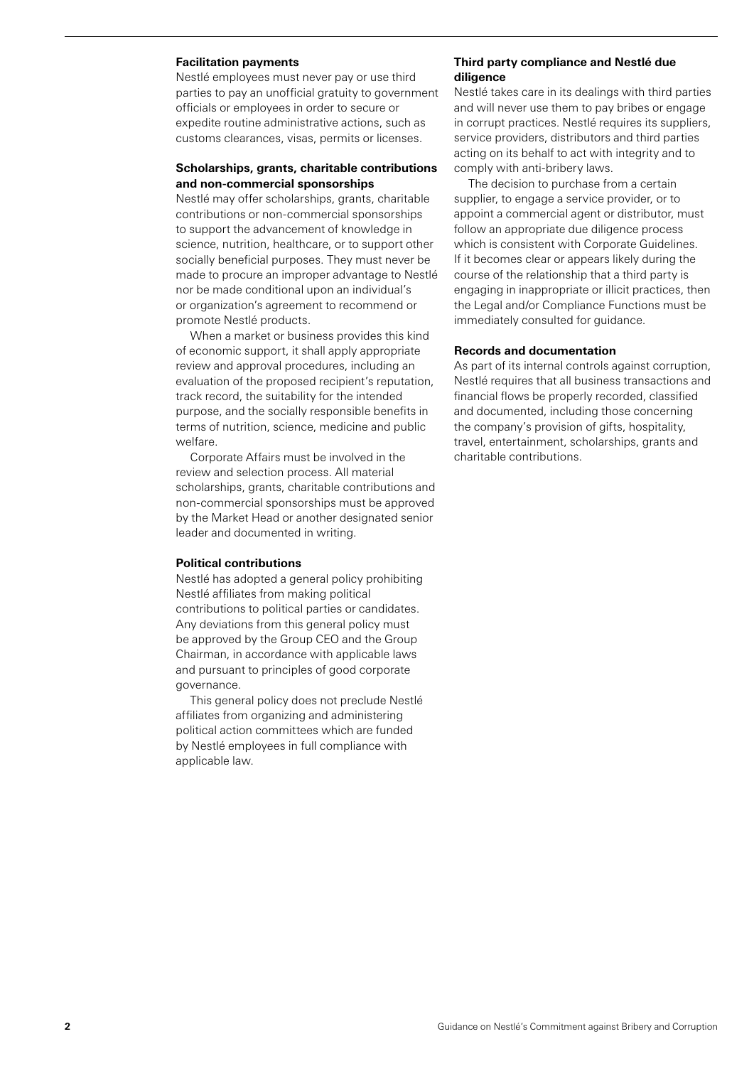### Facilitation payments

Nestlé employees must never pay or use third parties to pay an unofficial gratuity to government officials or employees in order to secure or expedite routine administrative actions, such as customs clearances, visas, permits or licenses.

### Scholarships, grants, charitable contributions and non-commercial sponsorships

Nestlé may offer scholarships, grants, charitable contributions or non-commercial sponsorships to support the advancement of knowledge in science, nutrition, healthcare, or to support other socially beneficial purposes. They must never be made to procure an improper advantage to Nestlé nor be made conditional upon an individual's or organization's agreement to recommend or promote Nestlé products.

When a market or business provides this kind of economic support, it shall apply appropriate review and approval procedures, including an evaluation of the proposed recipient's reputation, track record, the suitability for the intended purpose, and the socially responsible benefits in terms of nutrition, science, medicine and public welfare.

Corporate Affairs must be involved in the review and selection process. All material scholarships, grants, charitable contributions and non-commercial sponsorships must be approved by the Market Head or another designated senior leader and documented in writing.

### Political contributions

Nestlé has adopted a general policy prohibiting Nestlé affiliates from making political contributions to political parties or candidates. Any deviations from this general policy must be approved by the Group CEO and the Group Chairman, in accordance with applicable laws and pursuant to principles of good corporate governance.

This general policy does not preclude Nestlé affiliates from organizing and administering political action committees which are funded by Nestlé employees in full compliance with applicable law.

### Third party compliance and Nestlé due diligence

Nestlé takes care in its dealings with third parties and will never use them to pay bribes or engage in corrupt practices. Nestlé requires its suppliers, service providers, distributors and third parties acting on its behalf to act with integrity and to comply with anti-bribery laws.

The decision to purchase from a certain supplier, to engage a service provider, or to appoint a commercial agent or distributor, must follow an appropriate due diligence process which is consistent with Corporate Guidelines. If it becomes clear or appears likely during the course of the relationship that a third party is engaging in inappropriate or illicit practices, then the Legal and/or Compliance Functions must be immediately consulted for guidance.

### Records and documentation

As part of its internal controls against corruption, Nestlé requires that all business transactions and financial flows be properly recorded, classified and documented, including those concerning the company's provision of gifts, hospitality, travel, entertainment, scholarships, grants and charitable contributions.